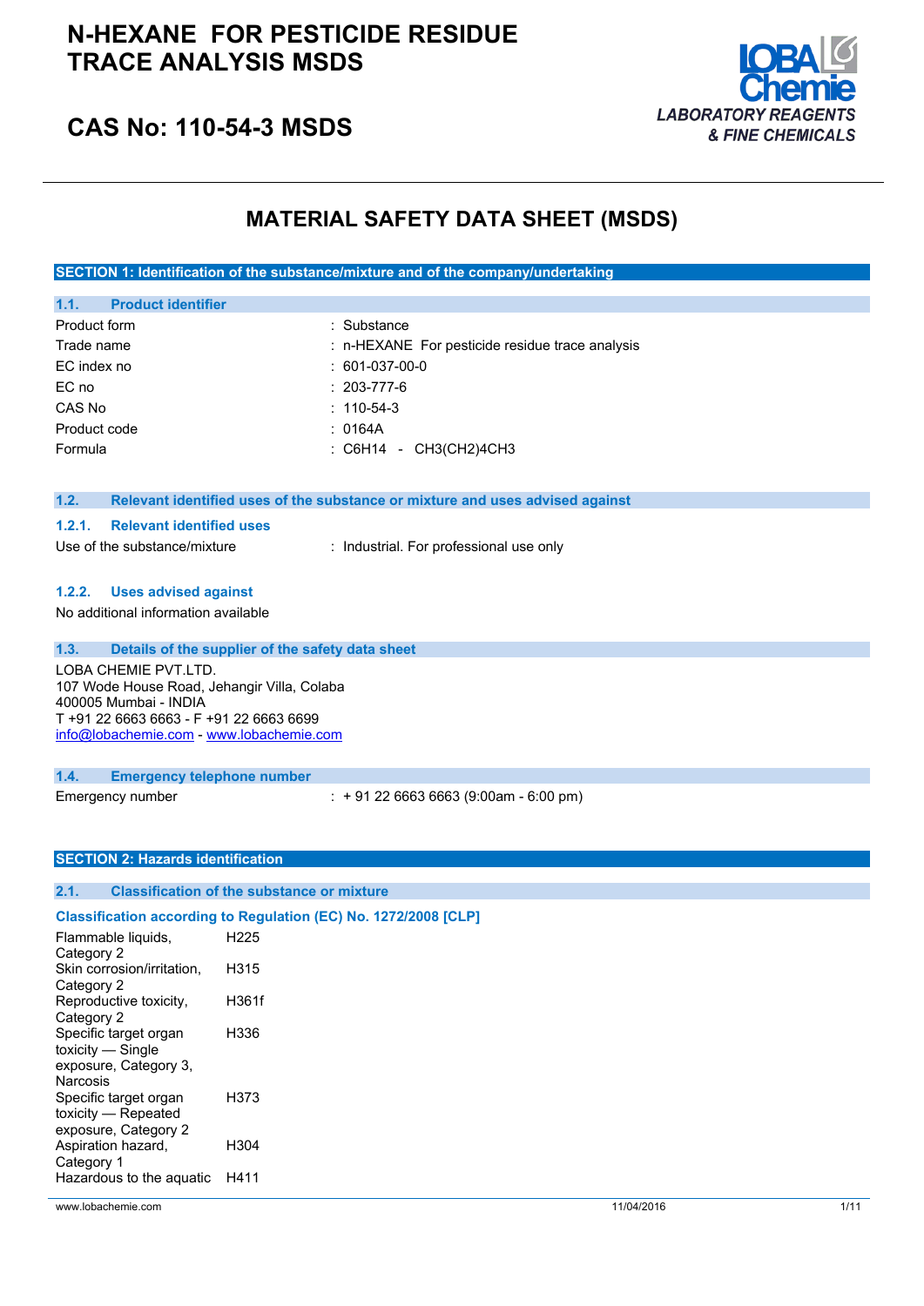# N-HEXANE FOR PESTICIDE RESIDUE TRACE ANALYSIS MSDS

## CAS No: 110-54-3 MSDS

LOBA Chemie
LABORATORY REAGENTS & FINE CHEMICALS

# MATERIAL SAFETY DATA SHEET (MSDS)

## SECTION 1: Identification of the substance/mixture and of the company/undertaking

### 1.1. Product identifier

| | |
|---|---|
| Product form | : Substance |
| Trade name | : n-HEXANE For pesticide residue trace analysis |
| EC index no | : 601-037-00-0 |
| EC no | : 203-777-6 |
| CAS No | : 110-54-3 |
| Product code | : 0164A |
| Formula | : C6H14 - CH3(CH2)4CH3 |

### 1.2. Relevant identified uses of the substance or mixture and uses advised against

#### 1.2.1. Relevant identified uses

Use of the substance/mixture : Industrial. For professional use only

#### 1.2.2. Uses advised against

No additional information available

### 1.3. Details of the supplier of the safety data sheet

LOBA CHEMIE PVT.LTD.
107 Wode House Road, Jehangir Villa, Colaba
400005 Mumbai - INDIA
T +91 22 6663 6663 - F +91 22 6663 6699
info@lobachemie.com - www.lobachemie.com

### 1.4. Emergency telephone number

Emergency number : + 91 22 6663 6663 (9:00am - 6:00 pm)

## SECTION 2: Hazards identification

### 2.1. Classification of the substance or mixture

**Classification according to Regulation (EC) No. 1272/2008 [CLP]**

| | |
|---|---|
| Flammable liquids, Category 2 | H225 |
| Skin corrosion/irritation, Category 2 | H315 |
| Reproductive toxicity, Category 2 | H361f |
| Specific target organ toxicity — Single exposure, Category 3, Narcosis | H336 |
| Specific target organ toxicity — Repeated exposure, Category 2 | H373 |
| Aspiration hazard, Category 1 | H304 |
| Hazardous to the aquatic | H411 |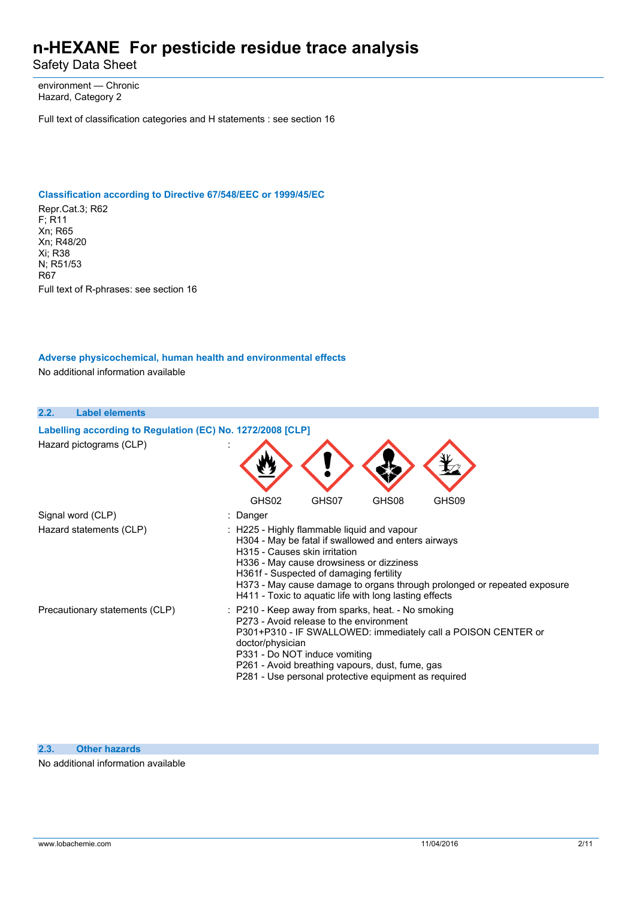environment — Chronic Hazard, Category 2

Full text of classification categories and H statements : see section 16

### Classification according to Directive 67/548/EEC or 1999/45/EC

Repr.Cat.3; R62
F; R11
Xn; R65
Xn; R48/20
Xi; R38
N; R51/53
R67

Full text of R-phrases: see section 16

### Adverse physicochemical, human health and environmental effects

No additional information available

## 2.2. Label elements

### Labelling according to Regulation (EC) No. 1272/2008 [CLP]

| | |
|---|---|
| Hazard pictograms (CLP) | : GHS02 GHS07 GHS08 GHS09 |
| Signal word (CLP) | : Danger |
| Hazard statements (CLP) | : H225 - Highly flammable liquid and vapour<br>H304 - May be fatal if swallowed and enters airways<br>H315 - Causes skin irritation<br>H336 - May cause drowsiness or dizziness<br>H361f - Suspected of damaging fertility<br>H373 - May cause damage to organs through prolonged or repeated exposure<br>H411 - Toxic to aquatic life with long lasting effects |
| Precautionary statements (CLP) | : P210 - Keep away from sparks, heat. - No smoking<br>P273 - Avoid release to the environment<br>P301+P310 - IF SWALLOWED: immediately call a POISON CENTER or doctor/physician<br>P331 - Do NOT induce vomiting<br>P261 - Avoid breathing vapours, dust, fume, gas<br>P281 - Use personal protective equipment as required |

## 2.3. Other hazards

No additional information available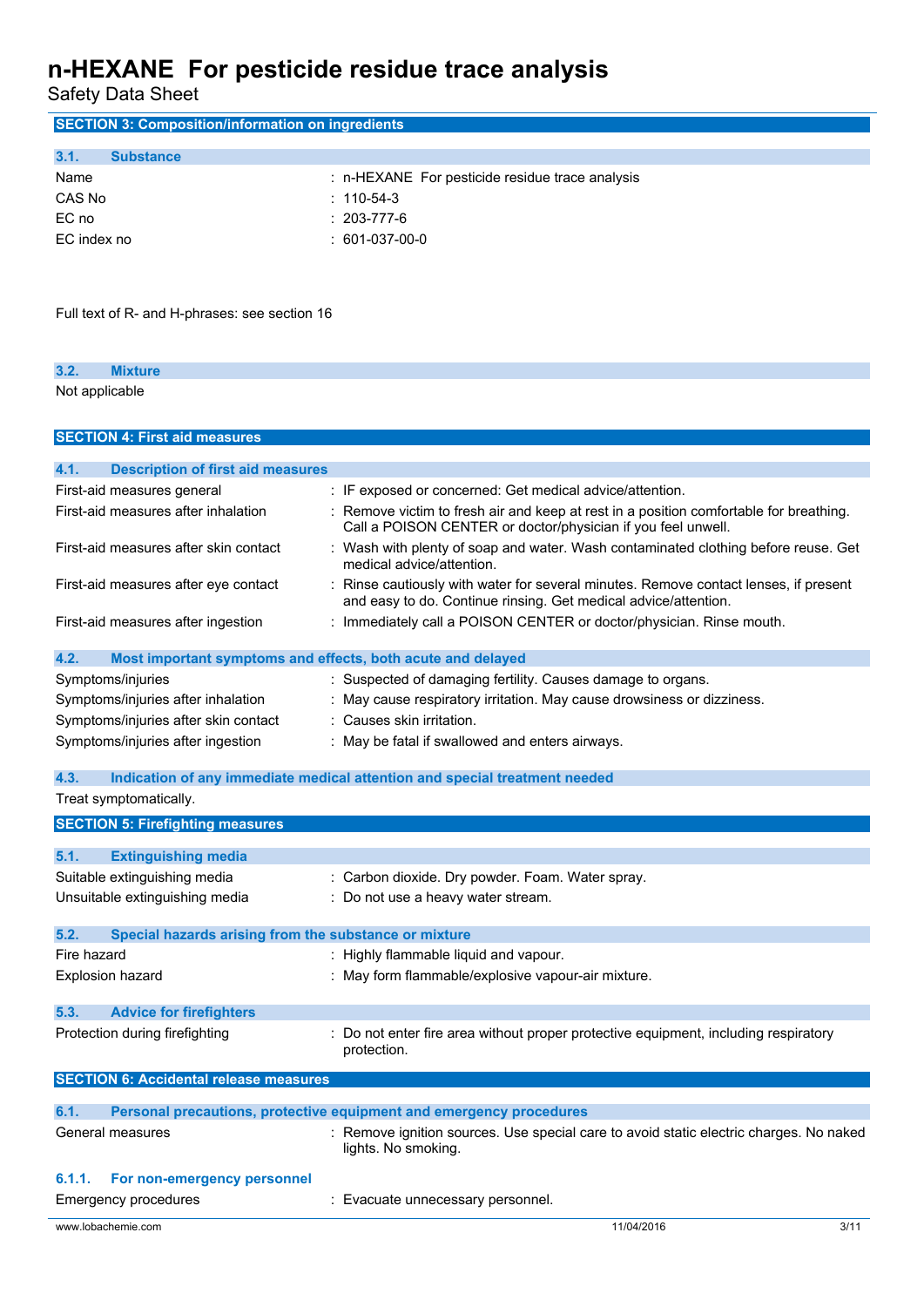## SECTION 3: Composition/information on ingredients

### 3.1. Substance

| | |
|---|---|
| Name | : n-HEXANE For pesticide residue trace analysis |
| CAS No | : 110-54-3 |
| EC no | : 203-777-6 |
| EC index no | : 601-037-00-0 |

Full text of R- and H-phrases: see section 16

### 3.2. Mixture

Not applicable

## SECTION 4: First aid measures

### 4.1. Description of first aid measures

| | |
|---|---|
| First-aid measures general | : IF exposed or concerned: Get medical advice/attention. |
| First-aid measures after inhalation | : Remove victim to fresh air and keep at rest in a position comfortable for breathing. Call a POISON CENTER or doctor/physician if you feel unwell. |
| First-aid measures after skin contact | : Wash with plenty of soap and water. Wash contaminated clothing before reuse. Get medical advice/attention. |
| First-aid measures after eye contact | : Rinse cautiously with water for several minutes. Remove contact lenses, if present and easy to do. Continue rinsing. Get medical advice/attention. |
| First-aid measures after ingestion | : Immediately call a POISON CENTER or doctor/physician. Rinse mouth. |

### 4.2. Most important symptoms and effects, both acute and delayed

| | |
|---|---|
| Symptoms/injuries | : Suspected of damaging fertility. Causes damage to organs. |
| Symptoms/injuries after inhalation | : May cause respiratory irritation. May cause drowsiness or dizziness. |
| Symptoms/injuries after skin contact | : Causes skin irritation. |
| Symptoms/injuries after ingestion | : May be fatal if swallowed and enters airways. |

### 4.3. Indication of any immediate medical attention and special treatment needed

Treat symptomatically.

## SECTION 5: Firefighting measures

### 5.1. Extinguishing media

| | |
|---|---|
| Suitable extinguishing media | : Carbon dioxide. Dry powder. Foam. Water spray. |
| Unsuitable extinguishing media | : Do not use a heavy water stream. |

### 5.2. Special hazards arising from the substance or mixture

| | |
|---|---|
| Fire hazard | : Highly flammable liquid and vapour. |
| Explosion hazard | : May form flammable/explosive vapour-air mixture. |

### 5.3. Advice for firefighters

| | |
|---|---|
| Protection during firefighting | : Do not enter fire area without proper protective equipment, including respiratory protection. |

## SECTION 6: Accidental release measures

### 6.1. Personal precautions, protective equipment and emergency procedures

| | |
|---|---|
| General measures | : Remove ignition sources. Use special care to avoid static electric charges. No naked lights. No smoking. |

#### 6.1.1. For non-emergency personnel

| | |
|---|---|
| Emergency procedures | : Evacuate unnecessary personnel. |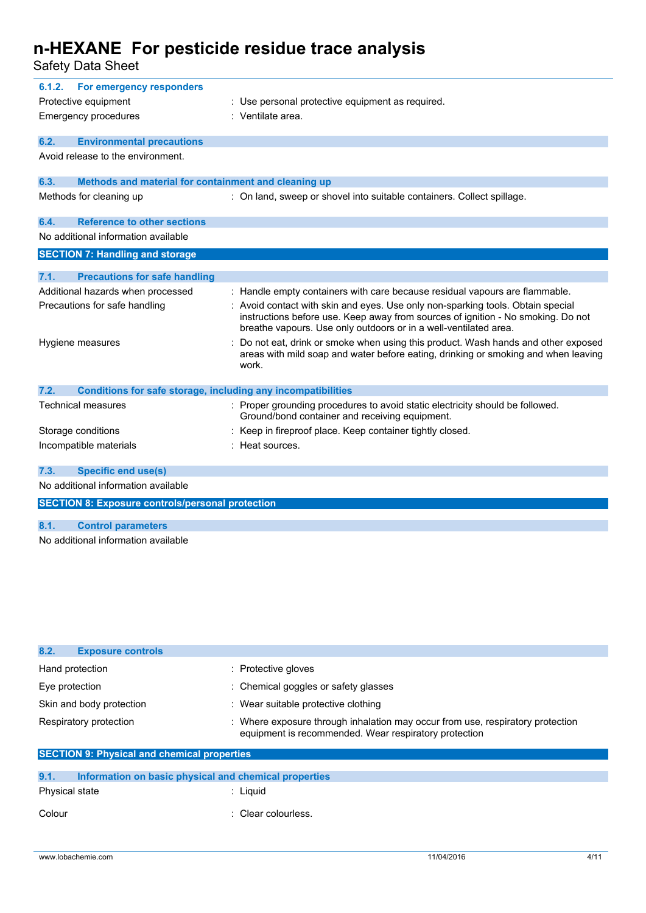#### 6.1.2. For emergency responders

| | |
|---|---|
| Protective equipment | : Use personal protective equipment as required. |
| Emergency procedures | : Ventilate area. |

### 6.2. Environmental precautions

Avoid release to the environment.

### 6.3. Methods and material for containment and cleaning up

| | |
|---|---|
| Methods for cleaning up | : On land, sweep or shovel into suitable containers. Collect spillage. |

### 6.4. Reference to other sections

No additional information available

## SECTION 7: Handling and storage

### 7.1. Precautions for safe handling

| | |
|---|---|
| Additional hazards when processed | : Handle empty containers with care because residual vapours are flammable. |
| Precautions for safe handling | : Avoid contact with skin and eyes. Use only non-sparking tools. Obtain special instructions before use. Keep away from sources of ignition - No smoking. Do not breathe vapours. Use only outdoors or in a well-ventilated area. |
| Hygiene measures | : Do not eat, drink or smoke when using this product. Wash hands and other exposed areas with mild soap and water before eating, drinking or smoking and when leaving work. |

### 7.2. Conditions for safe storage, including any incompatibilities

| | |
|---|---|
| Technical measures | : Proper grounding procedures to avoid static electricity should be followed. Ground/bond container and receiving equipment. |
| Storage conditions | : Keep in fireproof place. Keep container tightly closed. |
| Incompatible materials | : Heat sources. |

### 7.3. Specific end use(s)

No additional information available

## SECTION 8: Exposure controls/personal protection

### 8.1. Control parameters

No additional information available

### 8.2. Exposure controls

| | |
|---|---|
| Hand protection | : Protective gloves |
| Eye protection | : Chemical goggles or safety glasses |
| Skin and body protection | : Wear suitable protective clothing |
| Respiratory protection | : Where exposure through inhalation may occur from use, respiratory protection equipment is recommended. Wear respiratory protection |

## SECTION 9: Physical and chemical properties

### 9.1. Information on basic physical and chemical properties

| | |
|---|---|
| Physical state | : Liquid |
| Colour | : Clear colourless. |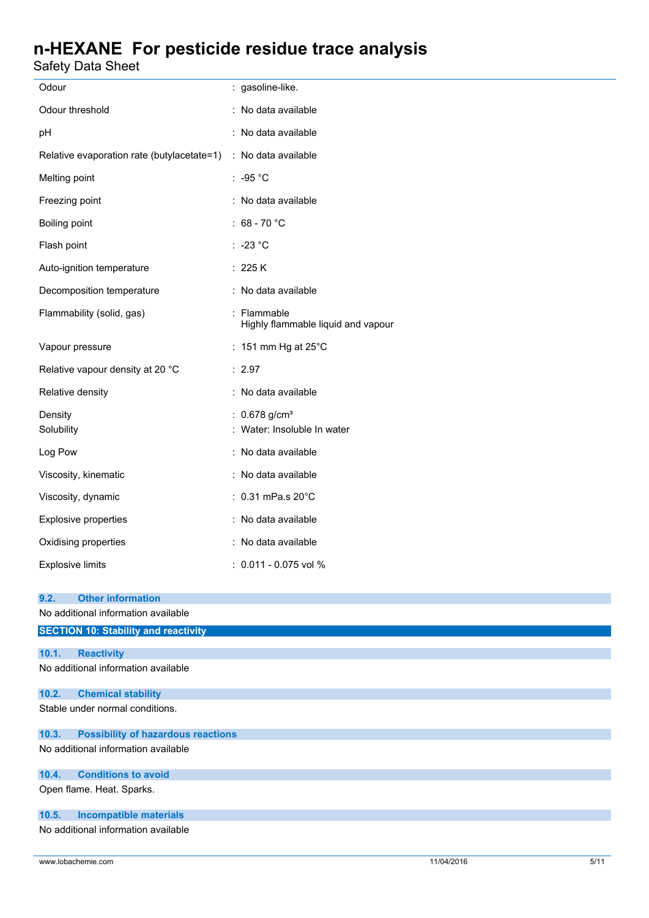| | |
|---|---|
| Odour | : gasoline-like. |
| Odour threshold | : No data available |
| pH | : No data available |
| Relative evaporation rate (butylacetate=1) | : No data available |
| Melting point | : -95 °C |
| Freezing point | : No data available |
| Boiling point | : 68 - 70 °C |
| Flash point | : -23 °C |
| Auto-ignition temperature | : 225 K |
| Decomposition temperature | : No data available |
| Flammability (solid, gas) | : Flammable<br>Highly flammable liquid and vapour |
| Vapour pressure | : 151 mm Hg at 25°C |
| Relative vapour density at 20 °C | : 2.97 |
| Relative density | : No data available |
| Density | : 0.678 g/cm³ |
| Solubility | : Water: Insoluble In water |
| Log Pow | : No data available |
| Viscosity, kinematic | : No data available |
| Viscosity, dynamic | : 0.31 mPa.s 20°C |
| Explosive properties | : No data available |
| Oxidising properties | : No data available |
| Explosive limits | : 0.011 - 0.075 vol % |

### 9.2. Other information

No additional information available

## SECTION 10: Stability and reactivity

### 10.1. Reactivity

No additional information available

### 10.2. Chemical stability

Stable under normal conditions.

### 10.3. Possibility of hazardous reactions

No additional information available

### 10.4. Conditions to avoid

Open flame. Heat. Sparks.

### 10.5. Incompatible materials

No additional information available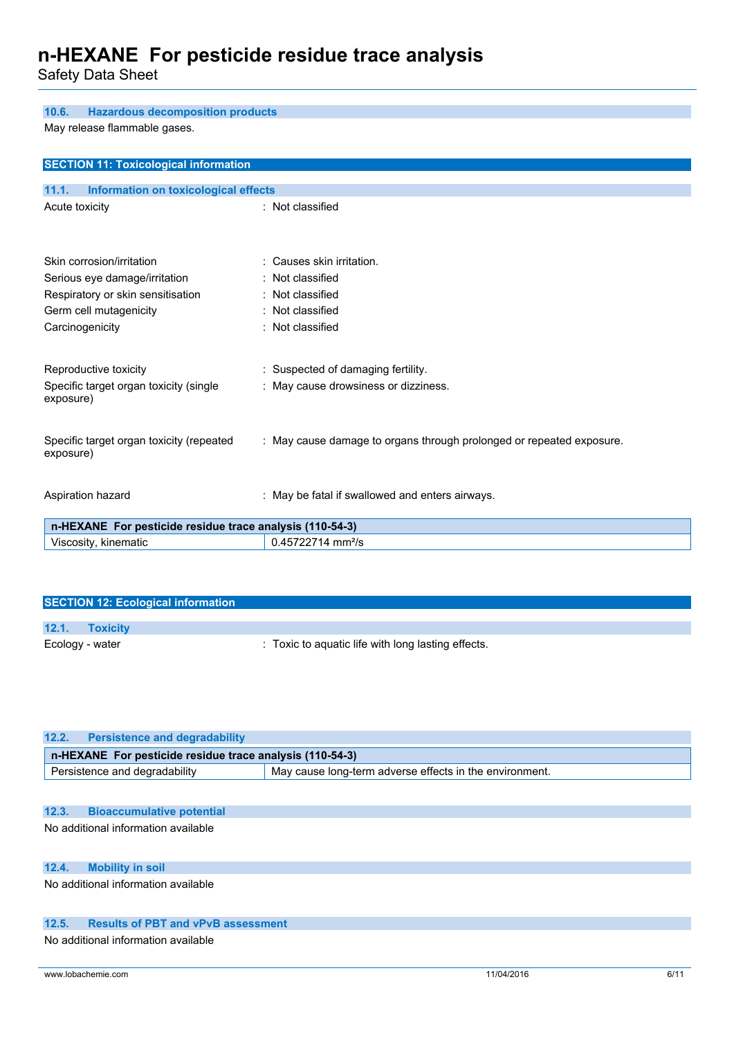### 10.6. Hazardous decomposition products

May release flammable gases.

## SECTION 11: Toxicological information

### 11.1. Information on toxicological effects

Acute toxicity : Not classified

Skin corrosion/irritation : Causes skin irritation.

Serious eye damage/irritation : Not classified

Respiratory or skin sensitisation : Not classified

Germ cell mutagenicity : Not classified

Carcinogenicity : Not classified

Reproductive toxicity : Suspected of damaging fertility.

Specific target organ toxicity (single exposure) : May cause drowsiness or dizziness.

Specific target organ toxicity (repeated exposure) : May cause damage to organs through prolonged or repeated exposure.

Aspiration hazard : May be fatal if swallowed and enters airways.

| n-HEXANE For pesticide residue trace analysis (110-54-3) | |
|---|---|
| Viscosity, kinematic | 0.45722714 mm²/s |

## SECTION 12: Ecological information

### 12.1. Toxicity

Ecology - water : Toxic to aquatic life with long lasting effects.

### 12.2. Persistence and degradability

| n-HEXANE For pesticide residue trace analysis (110-54-3) | |
|---|---|
| Persistence and degradability | May cause long-term adverse effects in the environment. |

### 12.3. Bioaccumulative potential

No additional information available

### 12.4. Mobility in soil

No additional information available

### 12.5. Results of PBT and vPvB assessment

No additional information available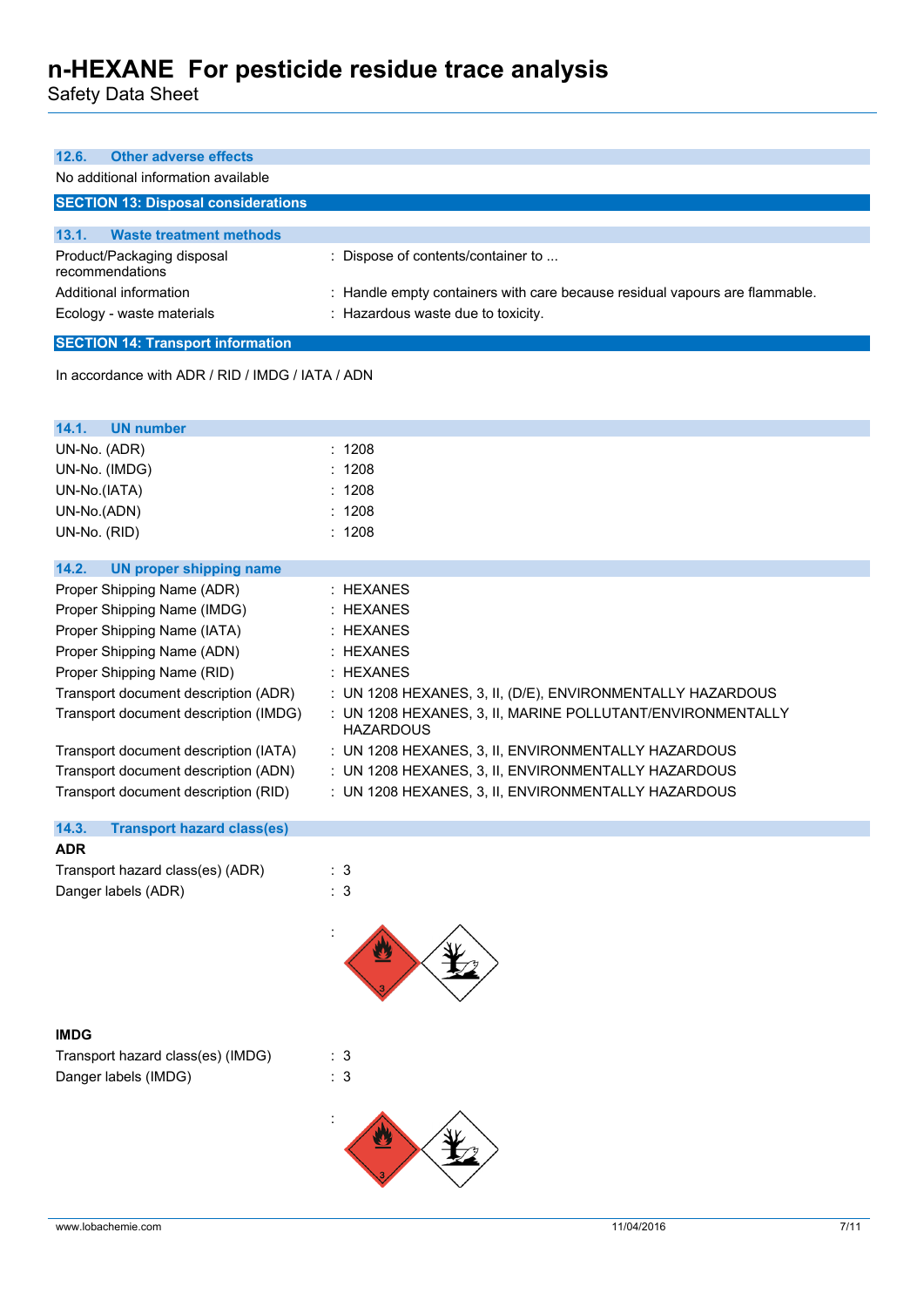### 12.6. Other adverse effects

No additional information available

## SECTION 13: Disposal considerations

### 13.1. Waste treatment methods

| | |
|---|---|
| Product/Packaging disposal recommendations | : Dispose of contents/container to ... |
| Additional information | : Handle empty containers with care because residual vapours are flammable. |
| Ecology - waste materials | : Hazardous waste due to toxicity. |

## SECTION 14: Transport information

In accordance with ADR / RID / IMDG / IATA / ADN

### 14.1. UN number

| | |
|---|---|
| UN-No. (ADR) | : 1208 |
| UN-No. (IMDG) | : 1208 |
| UN-No.(IATA) | : 1208 |
| UN-No.(ADN) | : 1208 |
| UN-No. (RID) | : 1208 |

### 14.2. UN proper shipping name

| | |
|---|---|
| Proper Shipping Name (ADR) | : HEXANES |
| Proper Shipping Name (IMDG) | : HEXANES |
| Proper Shipping Name (IATA) | : HEXANES |
| Proper Shipping Name (ADN) | : HEXANES |
| Proper Shipping Name (RID) | : HEXANES |
| Transport document description (ADR) | : UN 1208 HEXANES, 3, II, (D/E), ENVIRONMENTALLY HAZARDOUS |
| Transport document description (IMDG) | : UN 1208 HEXANES, 3, II, MARINE POLLUTANT/ENVIRONMENTALLY HAZARDOUS |
| Transport document description (IATA) | : UN 1208 HEXANES, 3, II, ENVIRONMENTALLY HAZARDOUS |
| Transport document description (ADN) | : UN 1208 HEXANES, 3, II, ENVIRONMENTALLY HAZARDOUS |
| Transport document description (RID) | : UN 1208 HEXANES, 3, II, ENVIRONMENTALLY HAZARDOUS |

### 14.3. Transport hazard class(es)

**ADR**

| | |
|---|---|
| Transport hazard class(es) (ADR) | : 3 |
| Danger labels (ADR) | : 3 |

**IMDG**

| | |
|---|---|
| Transport hazard class(es) (IMDG) | : 3 |
| Danger labels (IMDG) | : 3 |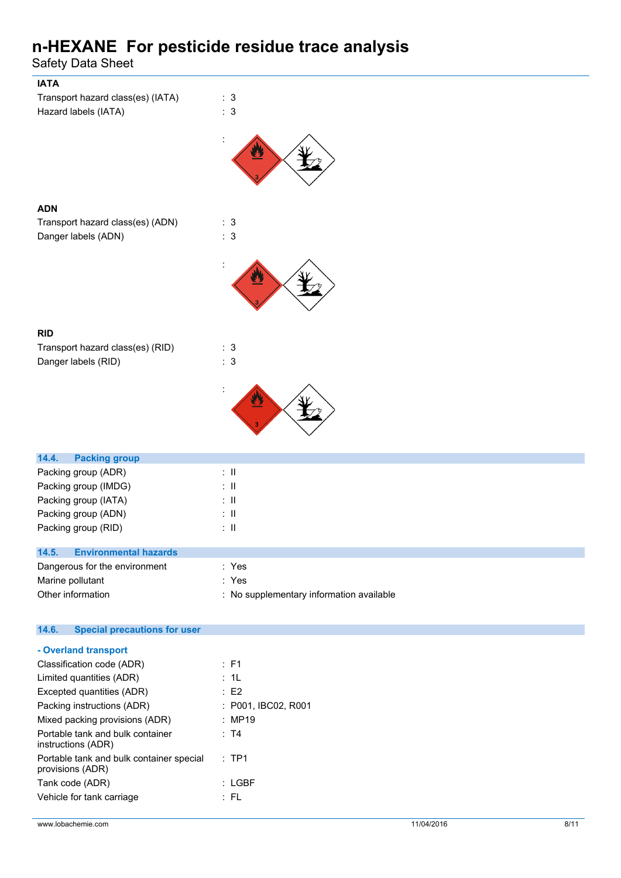**IATA**

| | |
|---|---|
| Transport hazard class(es) (IATA) | : 3 |
| Hazard labels (IATA) | : 3 |
| | : |

**ADN**

| | |
|---|---|
| Transport hazard class(es) (ADN) | : 3 |
| Danger labels (ADN) | : 3 |
| | : |

**RID**

| | |
|---|---|
| Transport hazard class(es) (RID) | : 3 |
| Danger labels (RID) | : 3 |
| | : |

## 14.4. Packing group

| | |
|---|---|
| Packing group (ADR) | : II |
| Packing group (IMDG) | : II |
| Packing group (IATA) | : II |
| Packing group (ADN) | : II |
| Packing group (RID) | : II |

## 14.5. Environmental hazards

| | |
|---|---|
| Dangerous for the environment | : Yes |
| Marine pollutant | : Yes |
| Other information | : No supplementary information available |

## 14.6. Special precautions for user

### - Overland transport

| | |
|---|---|
| Classification code (ADR) | : F1 |
| Limited quantities (ADR) | : 1L |
| Excepted quantities (ADR) | : E2 |
| Packing instructions (ADR) | : P001, IBC02, R001 |
| Mixed packing provisions (ADR) | : MP19 |
| Portable tank and bulk container instructions (ADR) | : T4 |
| Portable tank and bulk container special provisions (ADR) | : TP1 |
| Tank code (ADR) | : LGBF |
| Vehicle for tank carriage | : FL |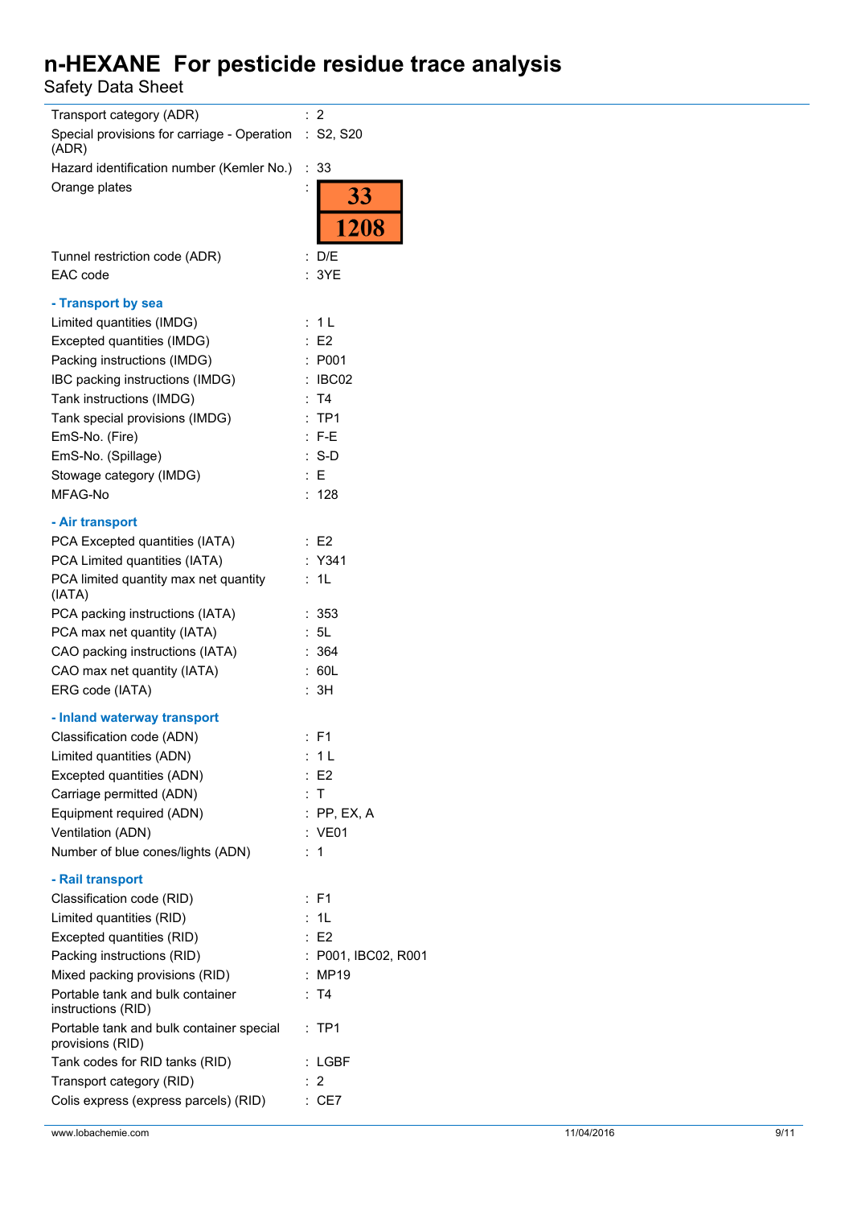| | | |
|---|---|---|
| Transport category (ADR) | : | 2 |
| Special provisions for carriage - Operation (ADR) | : | S2, S20 |
| Hazard identification number (Kemler No.) | : | 33 |
| Orange plates | : | 33 / 1208 |
| Tunnel restriction code (ADR) | : | D/E |
| EAC code | : | 3YE |

**- Transport by sea**

| | | |
|---|---|---|
| Limited quantities (IMDG) | : | 1 L |
| Excepted quantities (IMDG) | : | E2 |
| Packing instructions (IMDG) | : | P001 |
| IBC packing instructions (IMDG) | : | IBC02 |
| Tank instructions (IMDG) | : | T4 |
| Tank special provisions (IMDG) | : | TP1 |
| EmS-No. (Fire) | : | F-E |
| EmS-No. (Spillage) | : | S-D |
| Stowage category (IMDG) | : | E |
| MFAG-No | : | 128 |

**- Air transport**

| | | |
|---|---|---|
| PCA Excepted quantities (IATA) | : | E2 |
| PCA Limited quantities (IATA) | : | Y341 |
| PCA limited quantity max net quantity (IATA) | : | 1L |
| PCA packing instructions (IATA) | : | 353 |
| PCA max net quantity (IATA) | : | 5L |
| CAO packing instructions (IATA) | : | 364 |
| CAO max net quantity (IATA) | : | 60L |
| ERG code (IATA) | : | 3H |

**- Inland waterway transport**

| | | |
|---|---|---|
| Classification code (ADN) | : | F1 |
| Limited quantities (ADN) | : | 1 L |
| Excepted quantities (ADN) | : | E2 |
| Carriage permitted (ADN) | : | T |
| Equipment required (ADN) | : | PP, EX, A |
| Ventilation (ADN) | : | VE01 |
| Number of blue cones/lights (ADN) | : | 1 |

**- Rail transport**

| | | |
|---|---|---|
| Classification code (RID) | : | F1 |
| Limited quantities (RID) | : | 1L |
| Excepted quantities (RID) | : | E2 |
| Packing instructions (RID) | : | P001, IBC02, R001 |
| Mixed packing provisions (RID) | : | MP19 |
| Portable tank and bulk container instructions (RID) | : | T4 |
| Portable tank and bulk container special provisions (RID) | : | TP1 |
| Tank codes for RID tanks (RID) | : | LGBF |
| Transport category (RID) | : | 2 |
| Colis express (express parcels) (RID) | : | CE7 |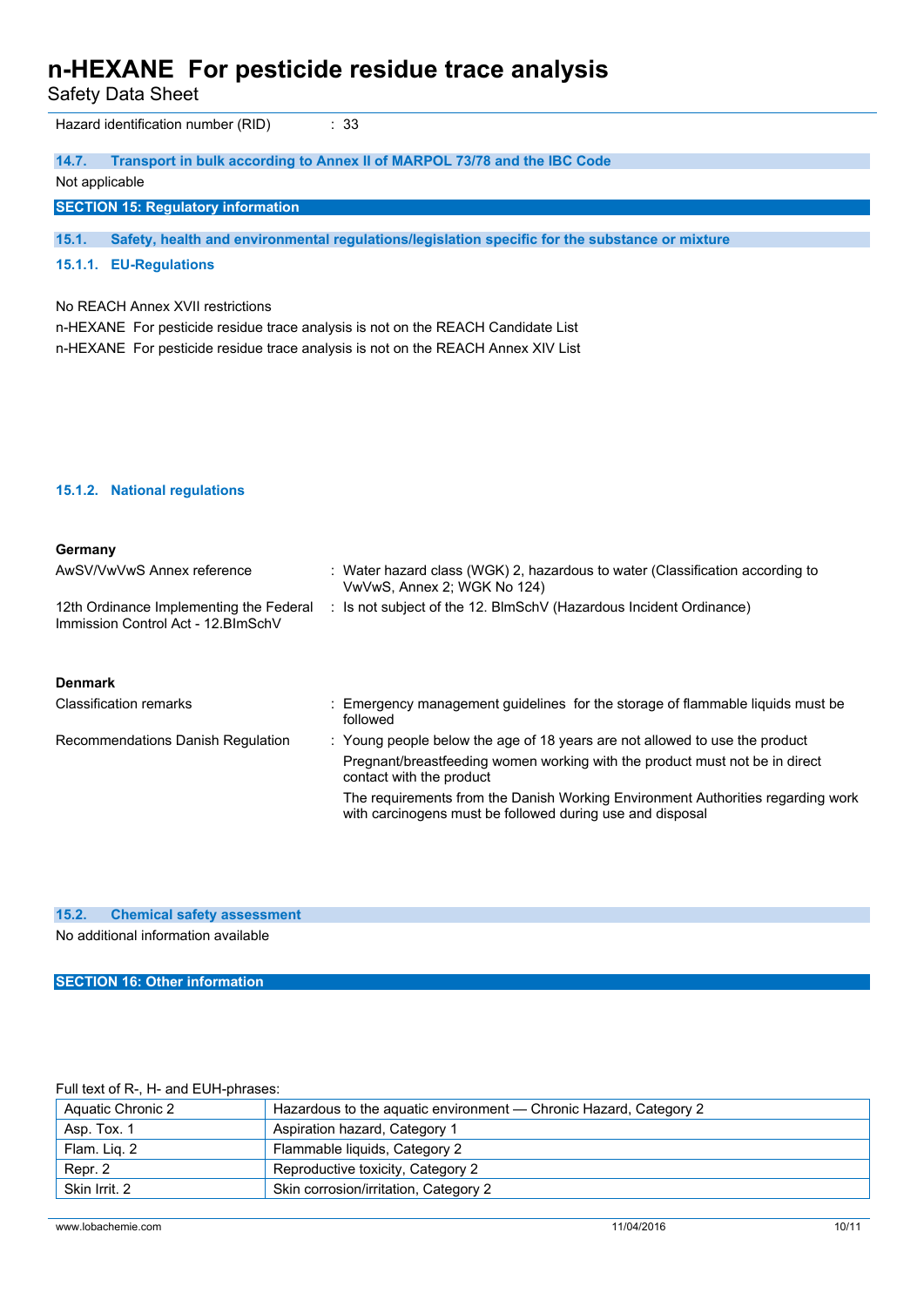Hazard identification number (RID) : 33

### 14.7. Transport in bulk according to Annex II of MARPOL 73/78 and the IBC Code

Not applicable

## SECTION 15: Regulatory information

### 15.1. Safety, health and environmental regulations/legislation specific for the substance or mixture

#### 15.1.1. EU-Regulations

No REACH Annex XVII restrictions

n-HEXANE For pesticide residue trace analysis is not on the REACH Candidate List

n-HEXANE For pesticide residue trace analysis is not on the REACH Annex XIV List

#### 15.1.2. National regulations

**Germany**

| | |
|---|---|
| AwSV/VwVwS Annex reference | : Water hazard class (WGK) 2, hazardous to water (Classification according to VwVwS, Annex 2; WGK No 124) |
| 12th Ordinance Implementing the Federal Immission Control Act - 12.BImSchV | : Is not subject of the 12. BlmSchV (Hazardous Incident Ordinance) |

**Denmark**

| | |
|---|---|
| Classification remarks | : Emergency management guidelines for the storage of flammable liquids must be followed |
| Recommendations Danish Regulation | : Young people below the age of 18 years are not allowed to use the product<br>Pregnant/breastfeeding women working with the product must not be in direct contact with the product<br>The requirements from the Danish Working Environment Authorities regarding work with carcinogens must be followed during use and disposal |

### 15.2. Chemical safety assessment

No additional information available

## SECTION 16: Other information

Full text of R-, H- and EUH-phrases:

| | |
|---|---|
| Aquatic Chronic 2 | Hazardous to the aquatic environment — Chronic Hazard, Category 2 |
| Asp. Tox. 1 | Aspiration hazard, Category 1 |
| Flam. Liq. 2 | Flammable liquids, Category 2 |
| Repr. 2 | Reproductive toxicity, Category 2 |
| Skin Irrit. 2 | Skin corrosion/irritation, Category 2 |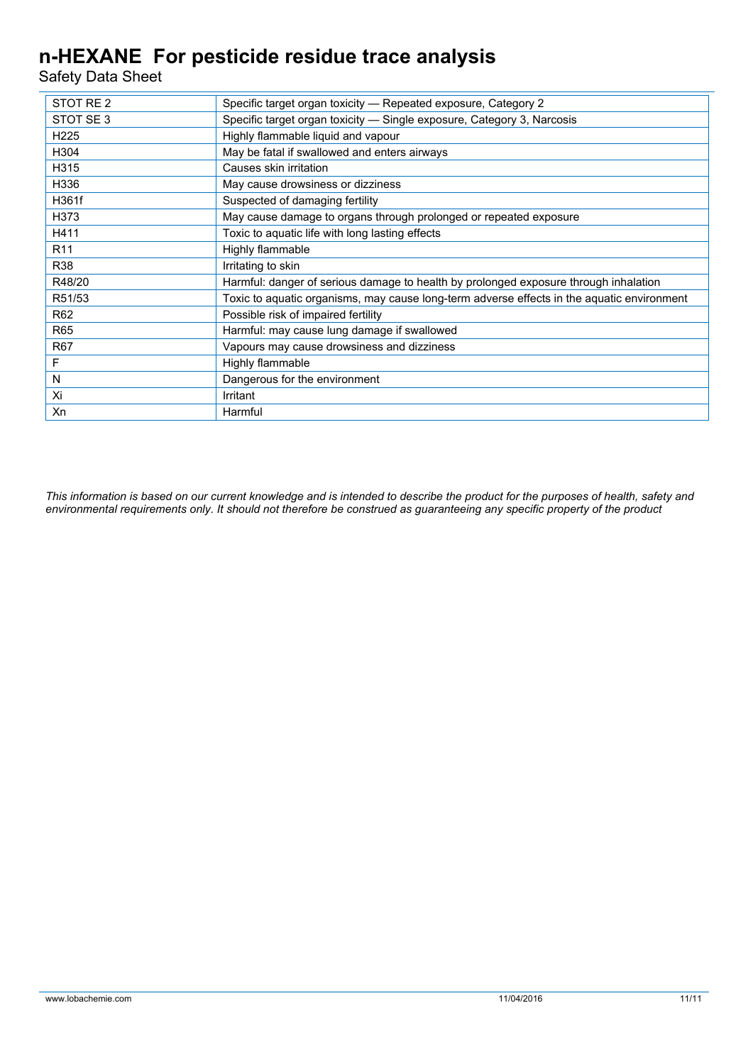| | |
|---|---|
| STOT RE 2 | Specific target organ toxicity — Repeated exposure, Category 2 |
| STOT SE 3 | Specific target organ toxicity — Single exposure, Category 3, Narcosis |
| H225 | Highly flammable liquid and vapour |
| H304 | May be fatal if swallowed and enters airways |
| H315 | Causes skin irritation |
| H336 | May cause drowsiness or dizziness |
| H361f | Suspected of damaging fertility |
| H373 | May cause damage to organs through prolonged or repeated exposure |
| H411 | Toxic to aquatic life with long lasting effects |
| R11 | Highly flammable |
| R38 | Irritating to skin |
| R48/20 | Harmful: danger of serious damage to health by prolonged exposure through inhalation |
| R51/53 | Toxic to aquatic organisms, may cause long-term adverse effects in the aquatic environment |
| R62 | Possible risk of impaired fertility |
| R65 | Harmful: may cause lung damage if swallowed |
| R67 | Vapours may cause drowsiness and dizziness |
| F | Highly flammable |
| N | Dangerous for the environment |
| Xi | Irritant |
| Xn | Harmful |

*This information is based on our current knowledge and is intended to describe the product for the purposes of health, safety and environmental requirements only. It should not therefore be construed as guaranteeing any specific property of the product*